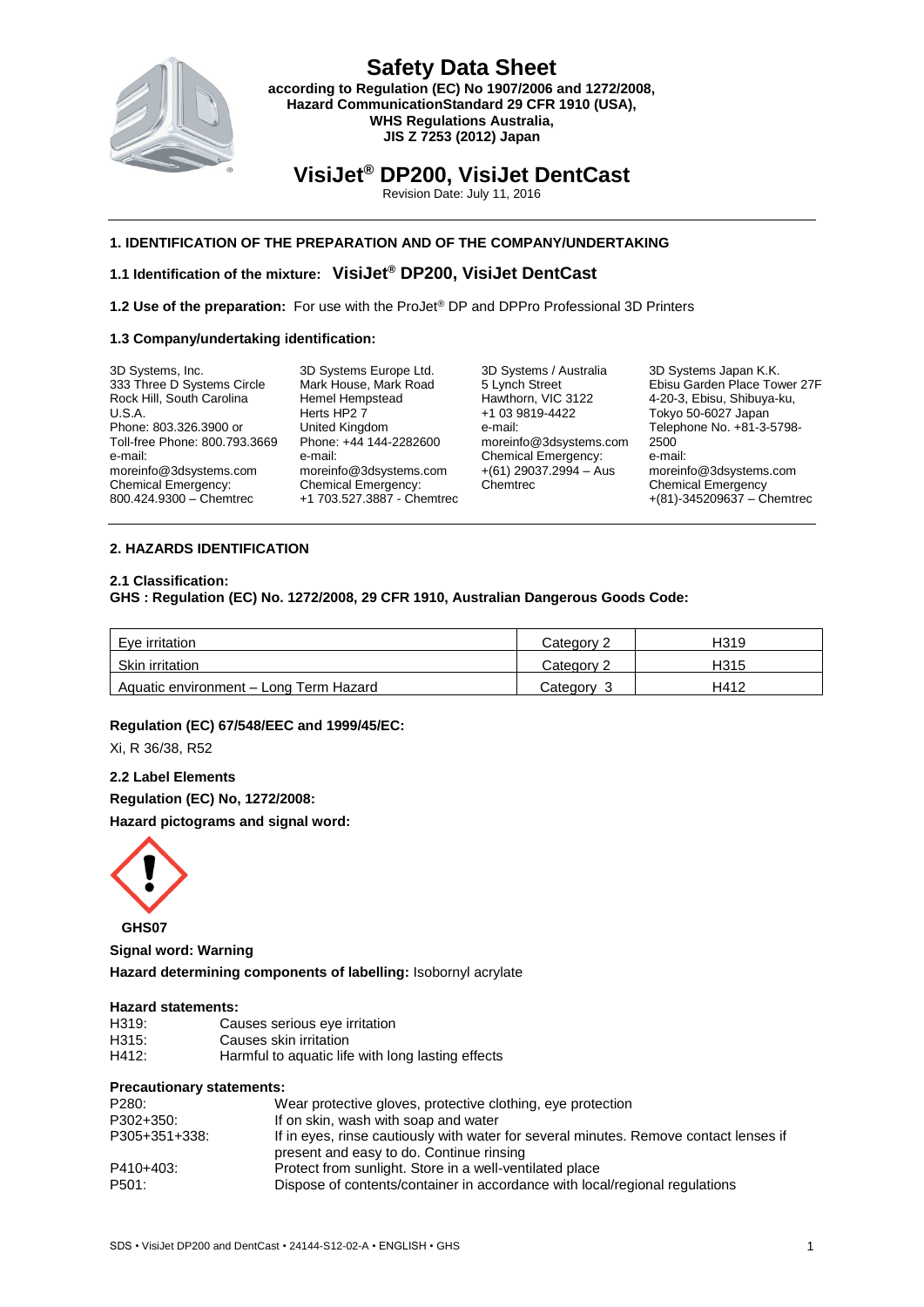# Safety Data Sheet

**according to Regulation (EC) No 1907/2006 and 1272/2008, Hazard CommunicationStandard 29 CFR 1910 (USA), WHS Regulations Australia, JIS Z 7253 (2012) Japan**

# VisiJet® DP200, VisiJet DentCast

Revision Date: July 11, 2016

## 1. IDENTIFICATION OF THE PREPARATION AND OF THE COMPANY/UNDERTAKING

### 1.1 Identification of the mixture: VisiJet® DP200, VisiJet DentCast

**1.2 Use of the preparation:** For use with the ProJet® DP and DPPro Professional 3D Printers

**1.3 Company/undertaking identification:**

3D Systems, Inc.
333 Three D Systems Circle
Rock Hill, South Carolina
U.S.A.
Phone: 803.326.3900 or
Toll-free Phone: 800.793.3669
e-mail:
moreinfo@3dsystems.com
Chemical Emergency:
800.424.9300 – Chemtrec

3D Systems Europe Ltd.
Mark House, Mark Road
Hemel Hempstead
Herts HP2 7
United Kingdom
Phone: +44 144-2282600
e-mail:
moreinfo@3dsystems.com
Chemical Emergency:
+1 703.527.3887 - Chemtrec

3D Systems / Australia
5 Lynch Street
Hawthorn, VIC 3122
+1 03 9819-4422
e-mail:
moreinfo@3dsystems.com
Chemical Emergency:
+(61) 29037.2994 – Aus Chemtrec

3D Systems Japan K.K.
Ebisu Garden Place Tower 27F
4-20-3, Ebisu, Shibuya-ku,
Tokyo 50-6027 Japan
Telephone No. +81-3-5798-2500
e-mail:
moreinfo@3dsystems.com
Chemical Emergency
+(81)-345209637 – Chemtrec

## 2. HAZARDS IDENTIFICATION

**2.1 Classification:**

**GHS : Regulation (EC) No. 1272/2008, 29 CFR 1910, Australian Dangerous Goods Code:**

| Hazard | Category | Code |
|---|---|---|
| Eye irritation | Category 2 | H319 |
| Skin irritation | Category 2 | H315 |
| Aquatic environment – Long Term Hazard | Category 3 | H412 |

**Regulation (EC) 67/548/EEC and 1999/45/EC:**

Xi, R 36/38, R52

**2.2 Label Elements**

**Regulation (EC) No, 1272/2008:**

**Hazard pictograms and signal word:**

**GHS07**

**Signal word: Warning**

**Hazard determining components of labelling:** Isobornyl acrylate

**Hazard statements:**

| | |
|---|---|
| H319: | Causes serious eye irritation |
| H315: | Causes skin irritation |
| H412: | Harmful to aquatic life with long lasting effects |

**Precautionary statements:**

| | |
|---|---|
| P280: | Wear protective gloves, protective clothing, eye protection |
| P302+350: | If on skin, wash with soap and water |
| P305+351+338: | If in eyes, rinse cautiously with water for several minutes. Remove contact lenses if present and easy to do. Continue rinsing |
| P410+403: | Protect from sunlight. Store in a well-ventilated place |
| P501: | Dispose of contents/container in accordance with local/regional regulations |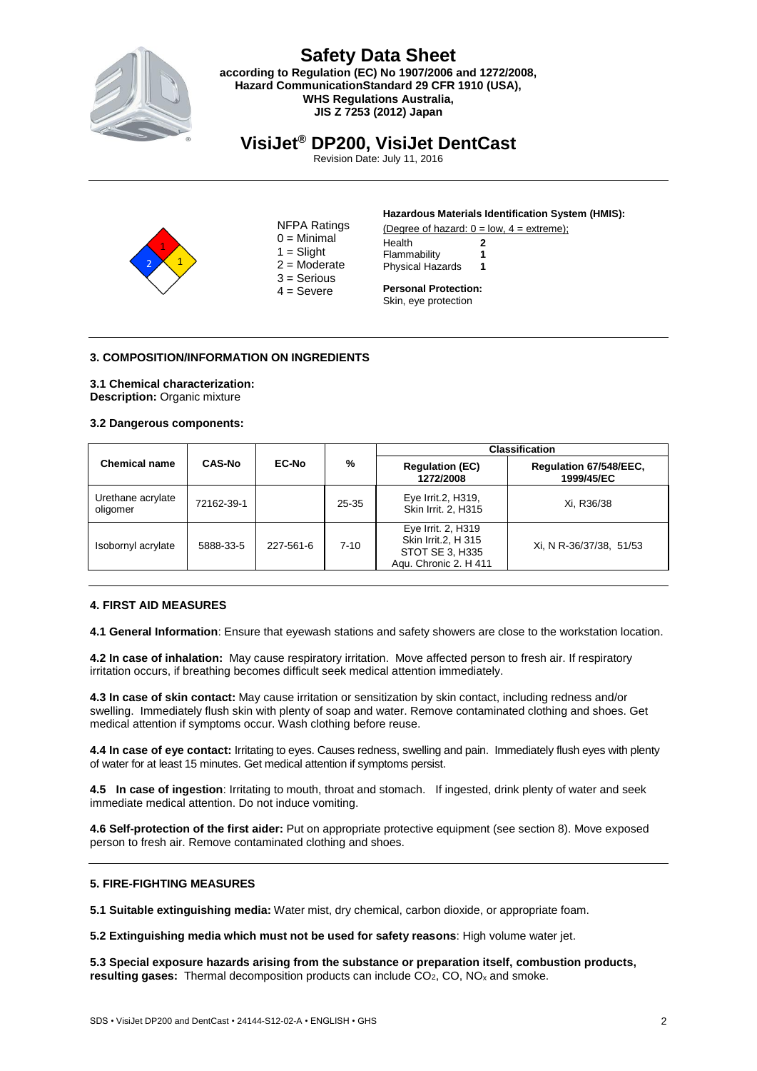# Safety Data Sheet

**according to Regulation (EC) No 1907/2006 and 1272/2008, Hazard CommunicationStandard 29 CFR 1910 (USA), WHS Regulations Australia, JIS Z 7253 (2012) Japan**

# VisiJet® DP200, VisiJet DentCast

Revision Date: July 11, 2016

---

NFPA Ratings
0 = Minimal
1 = Slight
2 = Moderate
3 = Serious
4 = Severe

**Hazardous Materials Identification System (HMIS):**

(Degree of hazard: 0 = low, 4 = extreme);

| | |
|---|---|
| Health | **2** |
| Flammability | **1** |
| Physical Hazards | **1** |

**Personal Protection:**
Skin, eye protection

---

### 3. COMPOSITION/INFORMATION ON INGREDIENTS

**3.1 Chemical characterization:**
**Description:** Organic mixture

**3.2 Dangerous components:**

| Chemical name | CAS-No | EC-No | % | Classification | |
|---|---|---|---|---|---|
| | | | | **Regulation (EC) 1272/2008** | **Regulation 67/548/EEC, 1999/45/EC** |
| Urethane acrylate oligomer | 72162-39-1 | | 25-35 | Eye Irrit.2, H319, Skin Irrit. 2, H315 | Xi, R36/38 |
| Isobornyl acrylate | 5888-33-5 | 227-561-6 | 7-10 | Eye Irrit. 2, H319 Skin Irrit.2, H 315 STOT SE 3, H335 Aqu. Chronic 2. H 411 | Xi, N R-36/37/38, 51/53 |

---

### 4. FIRST AID MEASURES

**4.1 General Information**: Ensure that eyewash stations and safety showers are close to the workstation location.

**4.2 In case of inhalation:** May cause respiratory irritation. Move affected person to fresh air. If respiratory irritation occurs, if breathing becomes difficult seek medical attention immediately.

**4.3 In case of skin contact:** May cause irritation or sensitization by skin contact, including redness and/or swelling. Immediately flush skin with plenty of soap and water. Remove contaminated clothing and shoes. Get medical attention if symptoms occur. Wash clothing before reuse.

**4.4 In case of eye contact:** Irritating to eyes. Causes redness, swelling and pain. Immediately flush eyes with plenty of water for at least 15 minutes. Get medical attention if symptoms persist.

**4.5 In case of ingestion**: Irritating to mouth, throat and stomach. If ingested, drink plenty of water and seek immediate medical attention. Do not induce vomiting.

**4.6 Self-protection of the first aider:** Put on appropriate protective equipment (see section 8). Move exposed person to fresh air. Remove contaminated clothing and shoes.

---

### 5. FIRE-FIGHTING MEASURES

**5.1 Suitable extinguishing media:** Water mist, dry chemical, carbon dioxide, or appropriate foam.

**5.2 Extinguishing media which must not be used for safety reasons**: High volume water jet.

**5.3 Special exposure hazards arising from the substance or preparation itself, combustion products, resulting gases:** Thermal decomposition products can include $CO_2$, CO, $NO_x$ and smoke.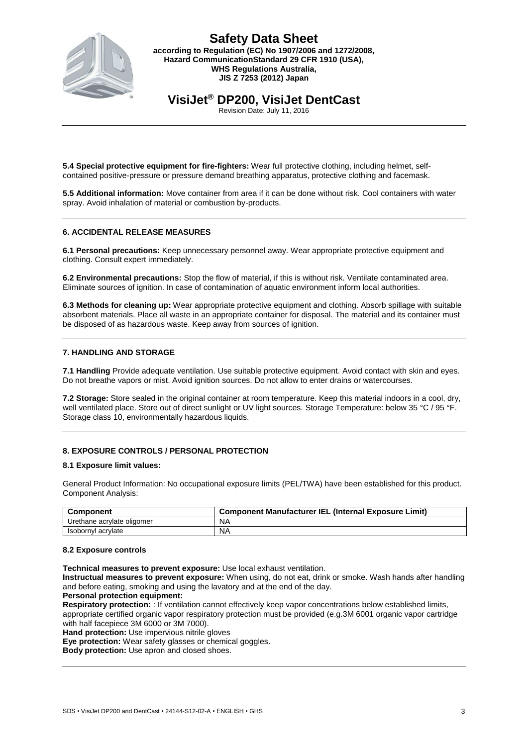**5.4 Special protective equipment for fire-fighters:** Wear full protective clothing, including helmet, self-contained positive-pressure or pressure demand breathing apparatus, protective clothing and facemask.

**5.5 Additional information:** Move container from area if it can be done without risk. Cool containers with water spray. Avoid inhalation of material or combustion by-products.

## 6. ACCIDENTAL RELEASE MEASURES

**6.1 Personal precautions:** Keep unnecessary personnel away. Wear appropriate protective equipment and clothing. Consult expert immediately.

**6.2 Environmental precautions:** Stop the flow of material, if this is without risk. Ventilate contaminated area. Eliminate sources of ignition. In case of contamination of aquatic environment inform local authorities.

**6.3 Methods for cleaning up:** Wear appropriate protective equipment and clothing. Absorb spillage with suitable absorbent materials. Place all waste in an appropriate container for disposal. The material and its container must be disposed of as hazardous waste. Keep away from sources of ignition.

## 7. HANDLING AND STORAGE

**7.1 Handling** Provide adequate ventilation. Use suitable protective equipment. Avoid contact with skin and eyes. Do not breathe vapors or mist. Avoid ignition sources. Do not allow to enter drains or watercourses.

**7.2 Storage:** Store sealed in the original container at room temperature. Keep this material indoors in a cool, dry, well ventilated place. Store out of direct sunlight or UV light sources. Storage Temperature: below 35 °C / 95 °F. Storage class 10, environmentally hazardous liquids.

## 8. EXPOSURE CONTROLS / PERSONAL PROTECTION

**8.1 Exposure limit values:**

General Product Information: No occupational exposure limits (PEL/TWA) have been established for this product. Component Analysis:

| Component | Component Manufacturer IEL (Internal Exposure Limit) |
|---|---|
| Urethane acrylate oligomer | NA |
| Isobornyl acrylate | NA |

**8.2 Exposure controls**

**Technical measures to prevent exposure:** Use local exhaust ventilation.
**Instructual measures to prevent exposure:** When using, do not eat, drink or smoke. Wash hands after handling and before eating, smoking and using the lavatory and at the end of the day.
**Personal protection equipment:**
**Respiratory protection:** : If ventilation cannot effectively keep vapor concentrations below established limits, appropriate certified organic vapor respiratory protection must be provided (e.g.3M 6001 organic vapor cartridge with half facepiece 3M 6000 or 3M 7000).
**Hand protection:** Use impervious nitrile gloves
**Eye protection:** Wear safety glasses or chemical goggles.
**Body protection:** Use apron and closed shoes.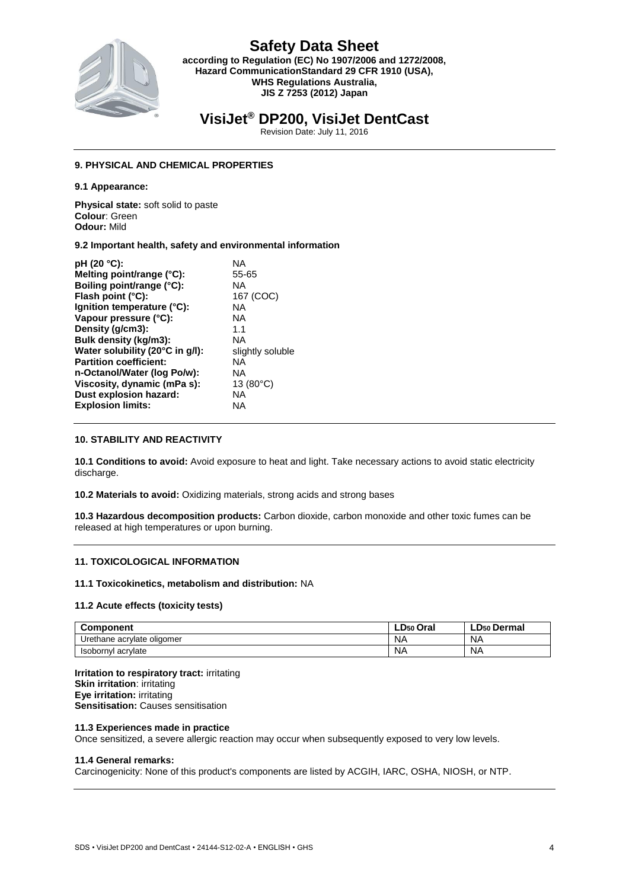## 9. PHYSICAL AND CHEMICAL PROPERTIES

### 9.1 Appearance:

**Physical state:** soft solid to paste
**Colour**: Green
**Odour:** Mild

### 9.2 Important health, safety and environmental information

| | |
|---|---|
| **pH (20 °C):** | NA |
| **Melting point/range (°C):** | 55-65 |
| **Boiling point/range (°C):** | NA |
| **Flash point (°C):** | 167 (COC) |
| **Ignition temperature (°C):** | NA |
| **Vapour pressure (°C):** | NA |
| **Density (g/cm3):** | 1.1 |
| **Bulk density (kg/m3):** | NA |
| **Water solubility (20°C in g/l):** | slightly soluble |
| **Partition coefficient:** | NA |
| **n-Octanol/Water (log Po/w):** | NA |
| **Viscosity, dynamic (mPa s):** | 13 (80°C) |
| **Dust explosion hazard:** | NA |
| **Explosion limits:** | NA |

## 10. STABILITY AND REACTIVITY

**10.1 Conditions to avoid:** Avoid exposure to heat and light. Take necessary actions to avoid static electricity discharge.

**10.2 Materials to avoid:** Oxidizing materials, strong acids and strong bases

**10.3 Hazardous decomposition products:** Carbon dioxide, carbon monoxide and other toxic fumes can be released at high temperatures or upon burning.

## 11. TOXICOLOGICAL INFORMATION

**11.1 Toxicokinetics, metabolism and distribution:** NA

### 11.2 Acute effects (toxicity tests)

| Component | $LD_{50}$ Oral | $LD_{50}$ Dermal |
|---|---|---|
| Urethane acrylate oligomer | NA | NA |
| Isobornyl acrylate | NA | NA |

**Irritation to respiratory tract:** irritating
**Skin irritation**: irritating
**Eye irritation:** irritating
**Sensitisation:** Causes sensitisation

### 11.3 Experiences made in practice

Once sensitized, a severe allergic reaction may occur when subsequently exposed to very low levels.

### 11.4 General remarks:

Carcinogenicity: None of this product's components are listed by ACGIH, IARC, OSHA, NIOSH, or NTP.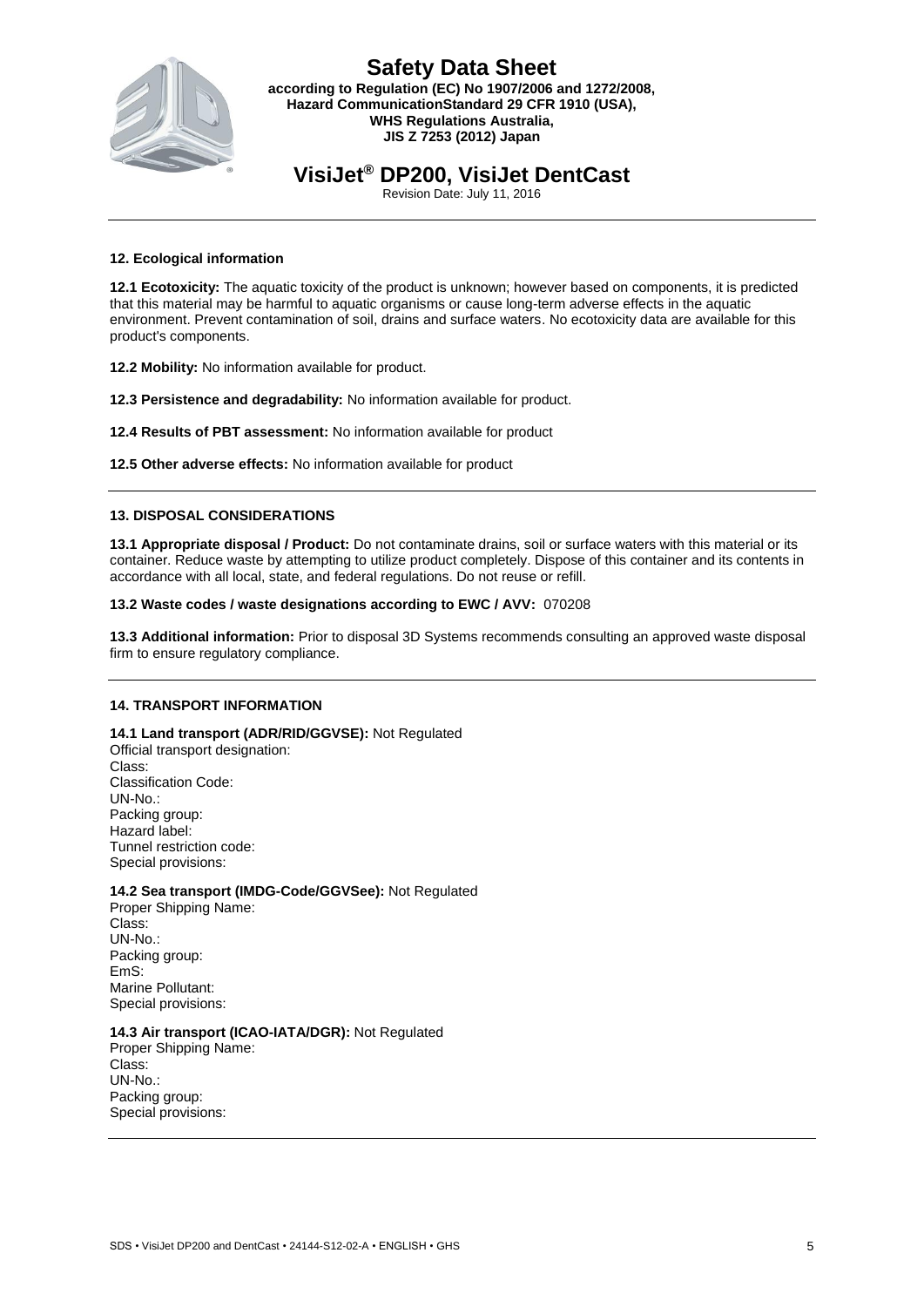## 12. Ecological information

**12.1 Ecotoxicity:** The aquatic toxicity of the product is unknown; however based on components, it is predicted that this material may be harmful to aquatic organisms or cause long-term adverse effects in the aquatic environment. Prevent contamination of soil, drains and surface waters. No ecotoxicity data are available for this product's components.

**12.2 Mobility:** No information available for product.

**12.3 Persistence and degradability:** No information available for product.

**12.4 Results of PBT assessment:** No information available for product

**12.5 Other adverse effects:** No information available for product

## 13. DISPOSAL CONSIDERATIONS

**13.1 Appropriate disposal / Product:** Do not contaminate drains, soil or surface waters with this material or its container. Reduce waste by attempting to utilize product completely. Dispose of this container and its contents in accordance with all local, state, and federal regulations. Do not reuse or refill.

**13.2 Waste codes / waste designations according to EWC / AVV:** 070208

**13.3 Additional information:** Prior to disposal 3D Systems recommends consulting an approved waste disposal firm to ensure regulatory compliance.

## 14. TRANSPORT INFORMATION

**14.1 Land transport (ADR/RID/GGVSE):** Not Regulated
Official transport designation:
Class:
Classification Code:
UN-No.:
Packing group:
Hazard label:
Tunnel restriction code:
Special provisions:

**14.2 Sea transport (IMDG-Code/GGVSee):** Not Regulated
Proper Shipping Name:
Class:
UN-No.:
Packing group:
EmS:
Marine Pollutant:
Special provisions:

**14.3 Air transport (ICAO-IATA/DGR):** Not Regulated
Proper Shipping Name:
Class:
UN-No.:
Packing group:
Special provisions: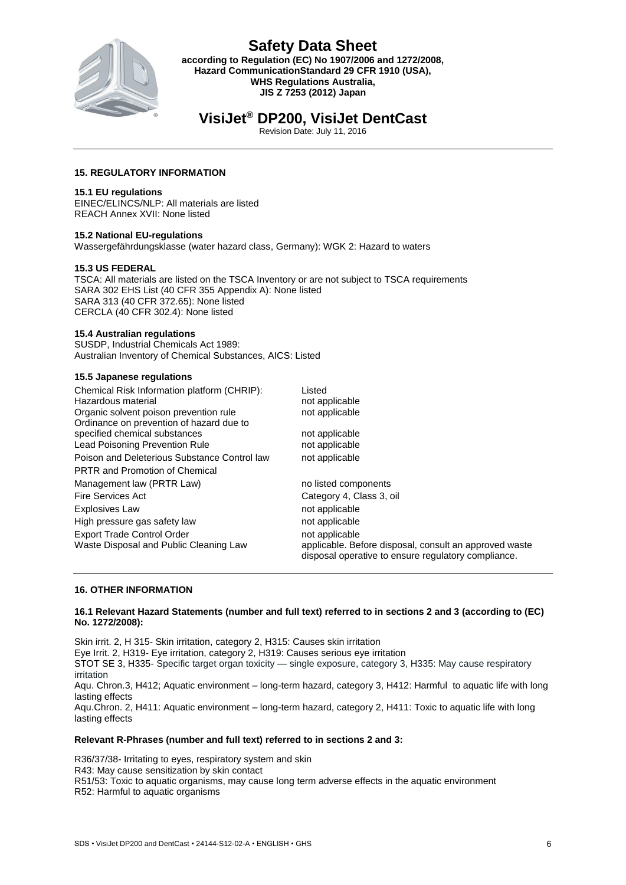## 15. REGULATORY INFORMATION

### 15.1 EU regulations

EINEC/ELINCS/NLP: All materials are listed
REACH Annex XVII: None listed

### 15.2 National EU-regulations

Wassergefährdungsklasse (water hazard class, Germany): WGK 2: Hazard to waters

### 15.3 US FEDERAL

TSCA: All materials are listed on the TSCA Inventory or are not subject to TSCA requirements
SARA 302 EHS List (40 CFR 355 Appendix A): None listed
SARA 313 (40 CFR 372.65): None listed
CERCLA (40 CFR 302.4): None listed

### 15.4 Australian regulations

SUSDP, Industrial Chemicals Act 1989:
Australian Inventory of Chemical Substances, AICS: Listed

### 15.5 Japanese regulations

| | |
|---|---|
| Chemical Risk Information platform (CHRIP): | Listed |
| Hazardous material | not applicable |
| Organic solvent poison prevention rule | not applicable |
| Ordinance on prevention of hazard due to specified chemical substances | not applicable |
| Lead Poisoning Prevention Rule | not applicable |
| Poison and Deleterious Substance Control law | not applicable |
| PRTR and Promotion of Chemical Management law (PRTR Law) | no listed components |
| Fire Services Act | Category 4, Class 3, oil |
| Explosives Law | not applicable |
| High pressure gas safety law | not applicable |
| Export Trade Control Order | not applicable |
| Waste Disposal and Public Cleaning Law | applicable. Before disposal, consult an approved waste disposal operative to ensure regulatory compliance. |

## 16. OTHER INFORMATION

### 16.1 Relevant Hazard Statements (number and full text) referred to in sections 2 and 3 (according to (EC) No. 1272/2008):

Skin irrit. 2, H 315- Skin irritation, category 2, H315: Causes skin irritation
Eye Irrit. 2, H319- Eye irritation, category 2, H319: Causes serious eye irritation
STOT SE 3, H335- Specific target organ toxicity — single exposure, category 3, H335: May cause respiratory irritation
Aqu. Chron.3, H412; Aquatic environment – long-term hazard, category 3, H412: Harmful to aquatic life with long lasting effects
Aqu.Chron. 2, H411: Aquatic environment – long-term hazard, category 2, H411: Toxic to aquatic life with long lasting effects

**Relevant R-Phrases (number and full text) referred to in sections 2 and 3:**

R36/37/38- Irritating to eyes, respiratory system and skin
R43: May cause sensitization by skin contact
R51/53: Toxic to aquatic organisms, may cause long term adverse effects in the aquatic environment
R52: Harmful to aquatic organisms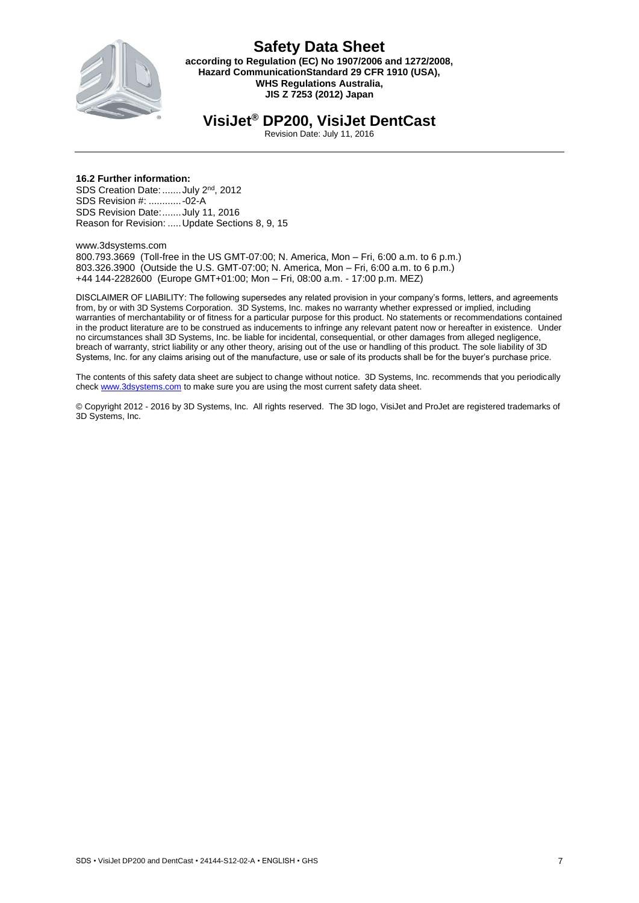### 16.2 Further information:

SDS Creation Date: ....... July 2nd, 2012
SDS Revision #: ............ -02-A
SDS Revision Date: ....... July 11, 2016
Reason for Revision: ..... Update Sections 8, 9, 15

www.3dsystems.com
800.793.3669 (Toll-free in the US GMT-07:00; N. America, Mon – Fri, 6:00 a.m. to 6 p.m.)
803.326.3900 (Outside the U.S. GMT-07:00; N. America, Mon – Fri, 6:00 a.m. to 6 p.m.)
+44 144-2282600 (Europe GMT+01:00; Mon – Fri, 08:00 a.m. - 17:00 p.m. MEZ)

DISCLAIMER OF LIABILITY: The following supersedes any related provision in your company's forms, letters, and agreements from, by or with 3D Systems Corporation. 3D Systems, Inc. makes no warranty whether expressed or implied, including warranties of merchantability or of fitness for a particular purpose for this product. No statements or recommendations contained in the product literature are to be construed as inducements to infringe any relevant patent now or hereafter in existence. Under no circumstances shall 3D Systems, Inc. be liable for incidental, consequential, or other damages from alleged negligence, breach of warranty, strict liability or any other theory, arising out of the use or handling of this product. The sole liability of 3D Systems, Inc. for any claims arising out of the manufacture, use or sale of its products shall be for the buyer's purchase price.

The contents of this safety data sheet are subject to change without notice. 3D Systems, Inc. recommends that you periodically check www.3dsystems.com to make sure you are using the most current safety data sheet.

© Copyright 2012 - 2016 by 3D Systems, Inc. All rights reserved. The 3D logo, VisiJet and ProJet are registered trademarks of 3D Systems, Inc.